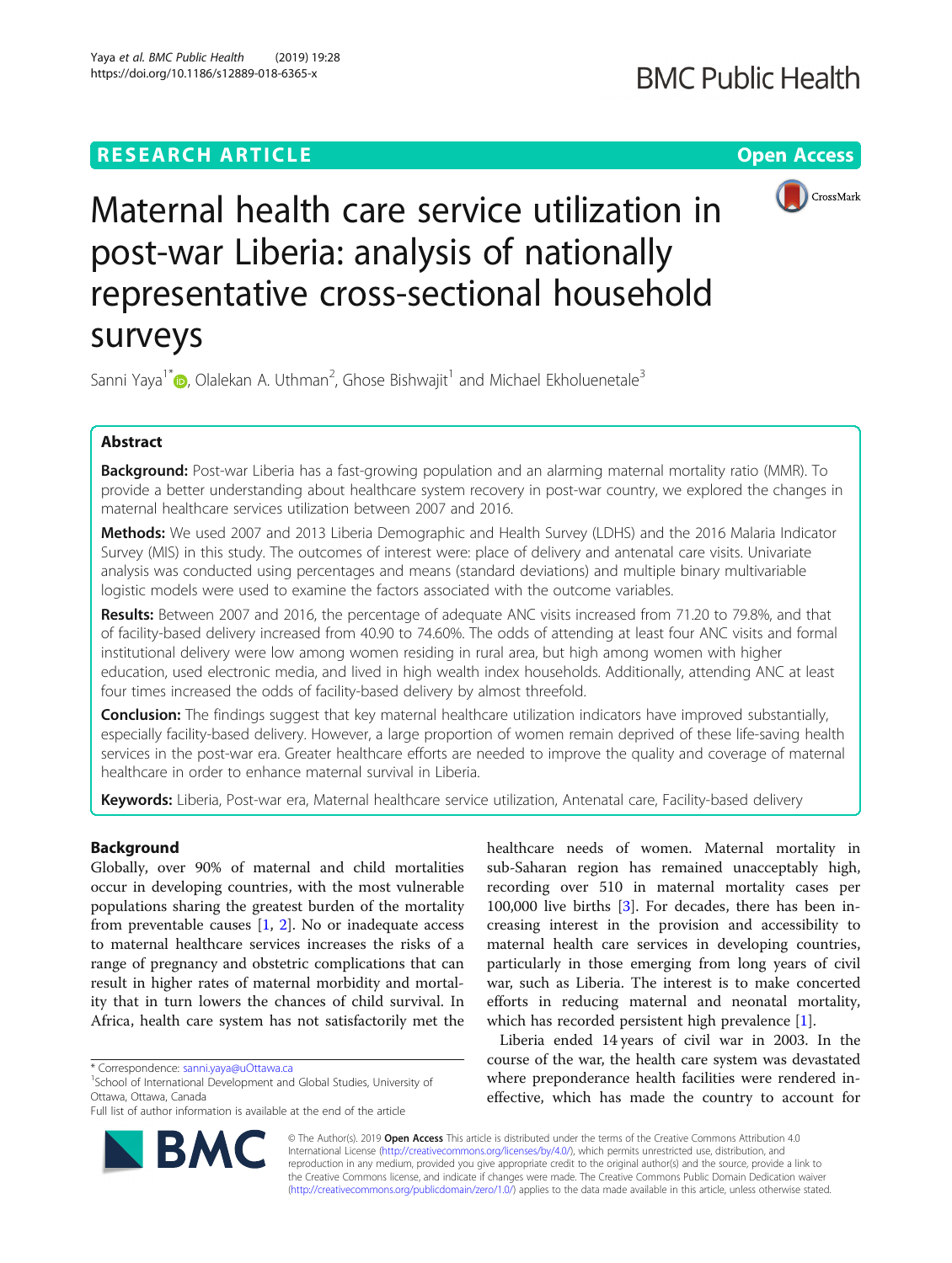RESEARCH ARTICLE

Open Access

# Maternal health care service utilization in post-war Liberia: analysis of nationally representative cross-sectional household surveys

Sanni Yaya[1*], Olalekan A. Uthman[2], Ghose Bishwajit[1] and Michael Ekholuenetale[3]

## Abstract

**Background:** Post-war Liberia has a fast-growing population and an alarming maternal mortality ratio (MMR). To provide a better understanding about healthcare system recovery in post-war country, we explored the changes in maternal healthcare services utilization between 2007 and 2016.

**Methods:** We used 2007 and 2013 Liberia Demographic and Health Survey (LDHS) and the 2016 Malaria Indicator Survey (MIS) in this study. The outcomes of interest were: place of delivery and antenatal care visits. Univariate analysis was conducted using percentages and means (standard deviations) and multiple binary multivariable logistic models were used to examine the factors associated with the outcome variables.

**Results:** Between 2007 and 2016, the percentage of adequate ANC visits increased from 71.20 to 79.8%, and that of facility-based delivery increased from 40.90 to 74.60%. The odds of attending at least four ANC visits and formal institutional delivery were low among women residing in rural area, but high among women with higher education, used electronic media, and lived in high wealth index households. Additionally, attending ANC at least four times increased the odds of facility-based delivery by almost threefold.

**Conclusion:** The findings suggest that key maternal healthcare utilization indicators have improved substantially, especially facility-based delivery. However, a large proportion of women remain deprived of these life-saving health services in the post-war era. Greater healthcare efforts are needed to improve the quality and coverage of maternal healthcare in order to enhance maternal survival in Liberia.

**Keywords:** Liberia, Post-war era, Maternal healthcare service utilization, Antenatal care, Facility-based delivery

## Background

Globally, over 90% of maternal and child mortalities occur in developing countries, with the most vulnerable populations sharing the greatest burden of the mortality from preventable causes [1, 2]. No or inadequate access to maternal healthcare services increases the risks of a range of pregnancy and obstetric complications that can result in higher rates of maternal morbidity and mortality that in turn lowers the chances of child survival. In Africa, health care system has not satisfactorily met the healthcare needs of women. Maternal mortality in sub-Saharan region has remained unacceptably high, recording over 510 in maternal mortality cases per 100,000 live births [3]. For decades, there has been increasing interest in the provision and accessibility to maternal health care services in developing countries, particularly in those emerging from long years of civil war, such as Liberia. The interest is to make concerted efforts in reducing maternal and neonatal mortality, which has recorded persistent high prevalence [1].

Liberia ended 14 years of civil war in 2003. In the course of the war, the health care system was devastated where preponderance health facilities were rendered ineffective, which has made the country to account for

\* Correspondence: sanni.yaya@uOttawa.ca

[1]School of International Development and Global Studies, University of Ottawa, Ottawa, Canada

Full list of author information is available at the end of the article

© The Author(s). 2019 **Open Access** This article is distributed under the terms of the Creative Commons Attribution 4.0 International License (http://creativecommons.org/licenses/by/4.0/), which permits unrestricted use, distribution, and reproduction in any medium, provided you give appropriate credit to the original author(s) and the source, provide a link to the Creative Commons license, and indicate if changes were made. The Creative Commons Public Domain Dedication waiver (http://creativecommons.org/publicdomain/zero/1.0/) applies to the data made available in this article, unless otherwise stated.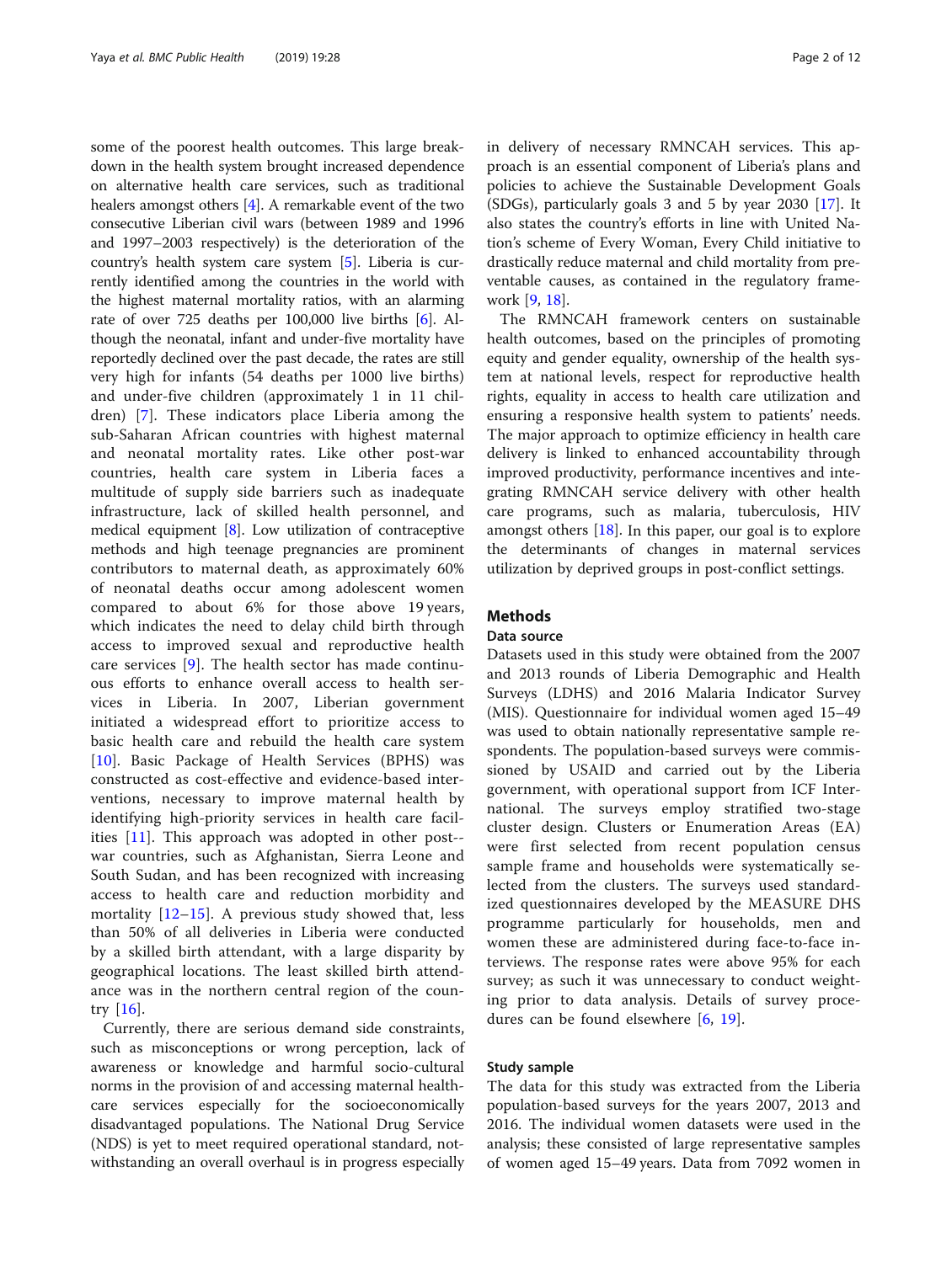some of the poorest health outcomes. This large breakdown in the health system brought increased dependence on alternative health care services, such as traditional healers amongst others [4]. A remarkable event of the two consecutive Liberian civil wars (between 1989 and 1996 and 1997–2003 respectively) is the deterioration of the country's health system care system [5]. Liberia is currently identified among the countries in the world with the highest maternal mortality ratios, with an alarming rate of over 725 deaths per 100,000 live births [6]. Although the neonatal, infant and under-five mortality have reportedly declined over the past decade, the rates are still very high for infants (54 deaths per 1000 live births) and under-five children (approximately 1 in 11 children) [7]. These indicators place Liberia among the sub-Saharan African countries with highest maternal and neonatal mortality rates. Like other post-war countries, health care system in Liberia faces a multitude of supply side barriers such as inadequate infrastructure, lack of skilled health personnel, and medical equipment [8]. Low utilization of contraceptive methods and high teenage pregnancies are prominent contributors to maternal death, as approximately 60% of neonatal deaths occur among adolescent women compared to about 6% for those above 19 years, which indicates the need to delay child birth through access to improved sexual and reproductive health care services [9]. The health sector has made continuous efforts to enhance overall access to health services in Liberia. In 2007, Liberian government initiated a widespread effort to prioritize access to basic health care and rebuild the health care system [10]. Basic Package of Health Services (BPHS) was constructed as cost-effective and evidence-based interventions, necessary to improve maternal health by identifying high-priority services in health care facilities [11]. This approach was adopted in other post--war countries, such as Afghanistan, Sierra Leone and South Sudan, and has been recognized with increasing access to health care and reduction morbidity and mortality [12–15]. A previous study showed that, less than 50% of all deliveries in Liberia were conducted by a skilled birth attendant, with a large disparity by geographical locations. The least skilled birth attendance was in the northern central region of the country [16].

Currently, there are serious demand side constraints, such as misconceptions or wrong perception, lack of awareness or knowledge and harmful socio-cultural norms in the provision of and accessing maternal healthcare services especially for the socioeconomically disadvantaged populations. The National Drug Service (NDS) is yet to meet required operational standard, notwithstanding an overall overhaul is in progress especially in delivery of necessary RMNCAH services. This approach is an essential component of Liberia's plans and policies to achieve the Sustainable Development Goals (SDGs), particularly goals 3 and 5 by year 2030 [17]. It also states the country's efforts in line with United Nation's scheme of Every Woman, Every Child initiative to drastically reduce maternal and child mortality from preventable causes, as contained in the regulatory framework [9, 18].

The RMNCAH framework centers on sustainable health outcomes, based on the principles of promoting equity and gender equality, ownership of the health system at national levels, respect for reproductive health rights, equality in access to health care utilization and ensuring a responsive health system to patients' needs. The major approach to optimize efficiency in health care delivery is linked to enhanced accountability through improved productivity, performance incentives and integrating RMNCAH service delivery with other health care programs, such as malaria, tuberculosis, HIV amongst others [18]. In this paper, our goal is to explore the determinants of changes in maternal services utilization by deprived groups in post-conflict settings.

## Methods

### Data source

Datasets used in this study were obtained from the 2007 and 2013 rounds of Liberia Demographic and Health Surveys (LDHS) and 2016 Malaria Indicator Survey (MIS). Questionnaire for individual women aged 15–49 was used to obtain nationally representative sample respondents. The population-based surveys were commissioned by USAID and carried out by the Liberia government, with operational support from ICF International. The surveys employ stratified two-stage cluster design. Clusters or Enumeration Areas (EA) were first selected from recent population census sample frame and households were systematically selected from the clusters. The surveys used standardized questionnaires developed by the MEASURE DHS programme particularly for households, men and women these are administered during face-to-face interviews. The response rates were above 95% for each survey; as such it was unnecessary to conduct weighting prior to data analysis. Details of survey procedures can be found elsewhere [6, 19].

### Study sample

The data for this study was extracted from the Liberia population-based surveys for the years 2007, 2013 and 2016. The individual women datasets were used in the analysis; these consisted of large representative samples of women aged 15–49 years. Data from 7092 women in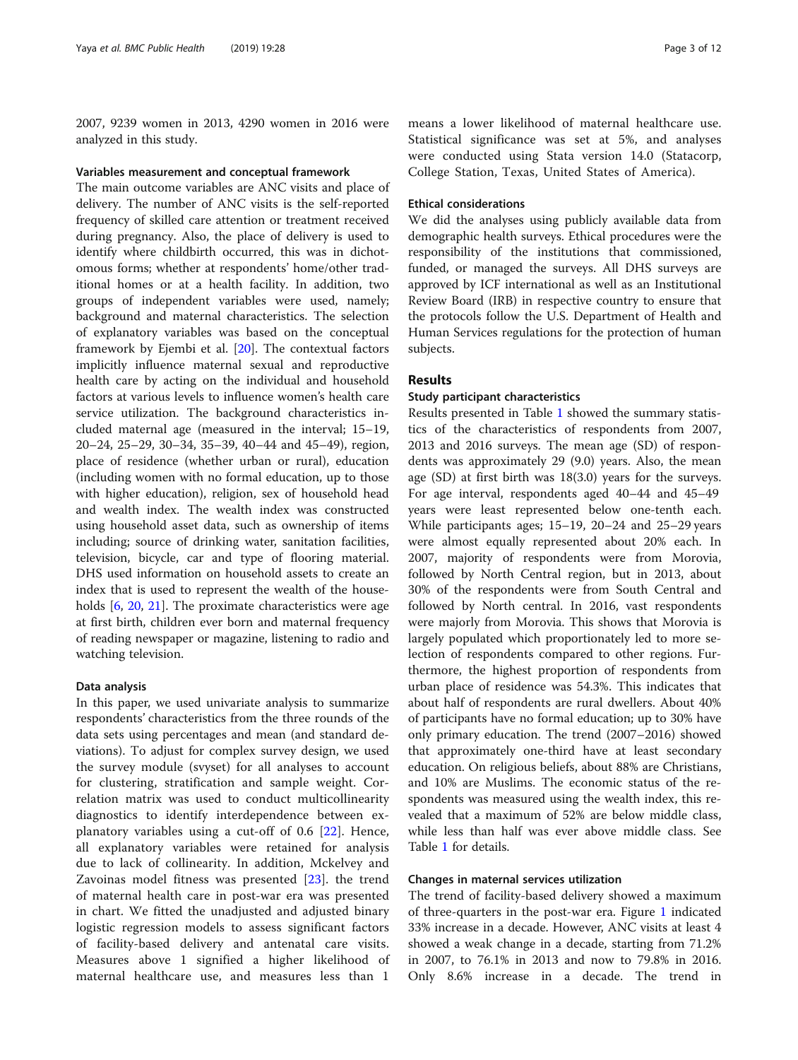2007, 9239 women in 2013, 4290 women in 2016 were analyzed in this study.

### Variables measurement and conceptual framework

The main outcome variables are ANC visits and place of delivery. The number of ANC visits is the self-reported frequency of skilled care attention or treatment received during pregnancy. Also, the place of delivery is used to identify where childbirth occurred, this was in dichotomous forms; whether at respondents' home/other traditional homes or at a health facility. In addition, two groups of independent variables were used, namely; background and maternal characteristics. The selection of explanatory variables was based on the conceptual framework by Ejembi et al. [20]. The contextual factors implicitly influence maternal sexual and reproductive health care by acting on the individual and household factors at various levels to influence women's health care service utilization. The background characteristics included maternal age (measured in the interval; 15–19, 20–24, 25–29, 30–34, 35–39, 40–44 and 45–49), region, place of residence (whether urban or rural), education (including women with no formal education, up to those with higher education), religion, sex of household head and wealth index. The wealth index was constructed using household asset data, such as ownership of items including; source of drinking water, sanitation facilities, television, bicycle, car and type of flooring material. DHS used information on household assets to create an index that is used to represent the wealth of the households [6, 20, 21]. The proximate characteristics were age at first birth, children ever born and maternal frequency of reading newspaper or magazine, listening to radio and watching television.

### Data analysis

In this paper, we used univariate analysis to summarize respondents' characteristics from the three rounds of the data sets using percentages and mean (and standard deviations). To adjust for complex survey design, we used the survey module (svyset) for all analyses to account for clustering, stratification and sample weight. Correlation matrix was used to conduct multicollinearity diagnostics to identify interdependence between explanatory variables using a cut-off of 0.6 [22]. Hence, all explanatory variables were retained for analysis due to lack of collinearity. In addition, Mckelvey and Zavoinas model fitness was presented [23]. the trend of maternal health care in post-war era was presented in chart. We fitted the unadjusted and adjusted binary logistic regression models to assess significant factors of facility-based delivery and antenatal care visits. Measures above 1 signified a higher likelihood of maternal healthcare use, and measures less than 1 means a lower likelihood of maternal healthcare use. Statistical significance was set at 5%, and analyses were conducted using Stata version 14.0 (Statacorp, College Station, Texas, United States of America).

### Ethical considerations

We did the analyses using publicly available data from demographic health surveys. Ethical procedures were the responsibility of the institutions that commissioned, funded, or managed the surveys. All DHS surveys are approved by ICF international as well as an Institutional Review Board (IRB) in respective country to ensure that the protocols follow the U.S. Department of Health and Human Services regulations for the protection of human subjects.

## Results

### Study participant characteristics

Results presented in Table 1 showed the summary statistics of the characteristics of respondents from 2007, 2013 and 2016 surveys. The mean age (SD) of respondents was approximately 29 (9.0) years. Also, the mean age (SD) at first birth was 18(3.0) years for the surveys. For age interval, respondents aged 40–44 and 45–49 years were least represented below one-tenth each. While participants ages; 15–19, 20–24 and 25–29 years were almost equally represented about 20% each. In 2007, majority of respondents were from Morovia, followed by North Central region, but in 2013, about 30% of the respondents were from South Central and followed by North central. In 2016, vast respondents were majorly from Morovia. This shows that Morovia is largely populated which proportionally led to more selection of respondents compared to other regions. Furthermore, the highest proportion of respondents from urban place of residence was 54.3%. This indicates that about half of respondents are rural dwellers. About 40% of participants have no formal education; up to 30% have only primary education. The trend (2007–2016) showed that approximately one-third have at least secondary education. On religious beliefs, about 88% are Christians, and 10% are Muslims. The economic status of the respondents was measured using the wealth index, this revealed that a maximum of 52% are below middle class, while less than half was ever above middle class. See Table 1 for details.

### Changes in maternal services utilization

The trend of facility-based delivery showed a maximum of three-quarters in the post-war era. Figure 1 indicated 33% increase in a decade. However, ANC visits at least 4 showed a weak change in a decade, starting from 71.2% in 2007, to 76.1% in 2013 and now to 79.8% in 2016. Only 8.6% increase in a decade. The trend in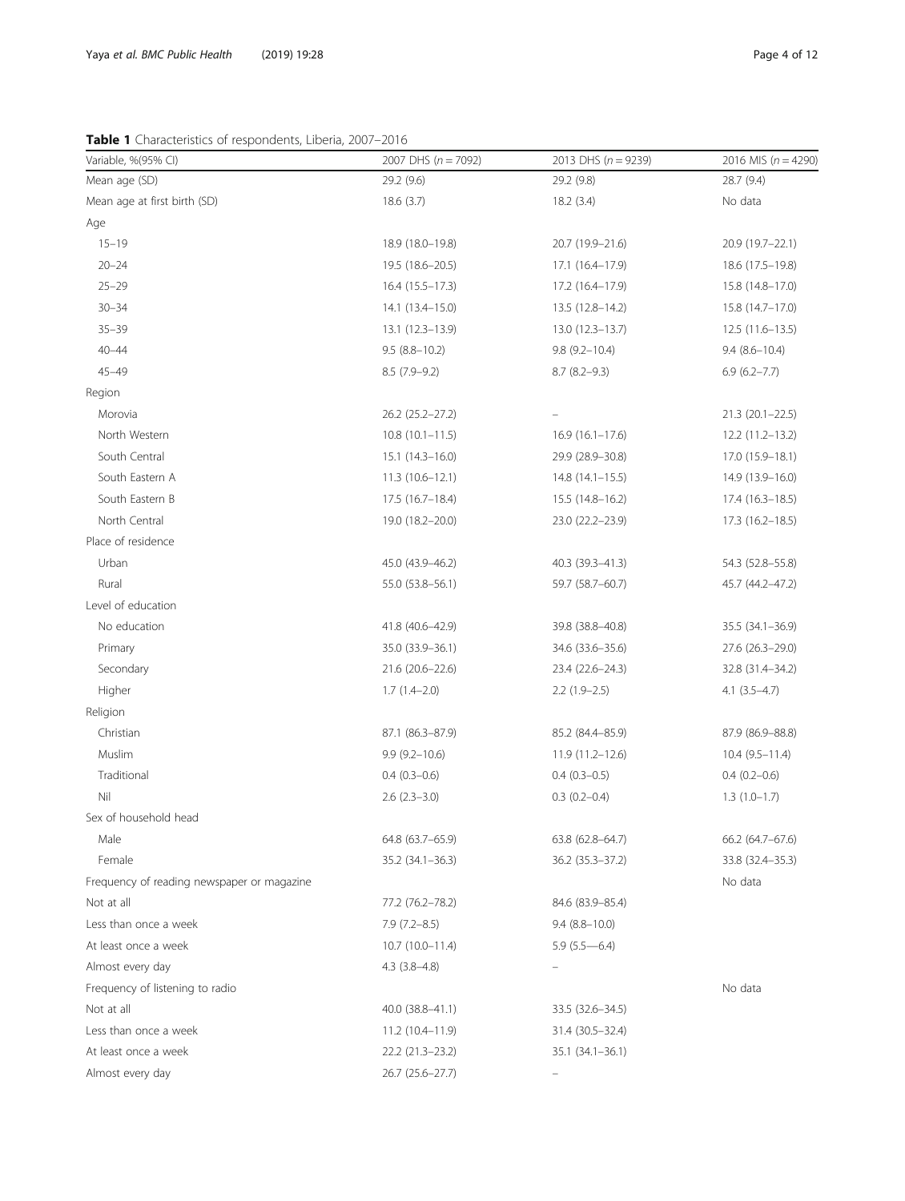**Table 1** Characteristics of respondents, Liberia, 2007–2016

| Variable, %(95% CI) | 2007 DHS (*n* = 7092) | 2013 DHS (*n* = 9239) | 2016 MIS (*n* = 4290) |
|---|---|---|---|
| Mean age (SD) | 29.2 (9.6) | 29.2 (9.8) | 28.7 (9.4) |
| Mean age at first birth (SD) | 18.6 (3.7) | 18.2 (3.4) | No data |
| Age | | | |
| 15–19 | 18.9 (18.0–19.8) | 20.7 (19.9–21.6) | 20.9 (19.7–22.1) |
| 20–24 | 19.5 (18.6–20.5) | 17.1 (16.4–17.9) | 18.6 (17.5–19.8) |
| 25–29 | 16.4 (15.5–17.3) | 17.2 (16.4–17.9) | 15.8 (14.8–17.0) |
| 30–34 | 14.1 (13.4–15.0) | 13.5 (12.8–14.2) | 15.8 (14.7–17.0) |
| 35–39 | 13.1 (12.3–13.9) | 13.0 (12.3–13.7) | 12.5 (11.6–13.5) |
| 40–44 | 9.5 (8.8–10.2) | 9.8 (9.2–10.4) | 9.4 (8.6–10.4) |
| 45–49 | 8.5 (7.9–9.2) | 8.7 (8.2–9.3) | 6.9 (6.2–7.7) |
| Region | | | |
| Morovia | 26.2 (25.2–27.2) | – | 21.3 (20.1–22.5) |
| North Western | 10.8 (10.1–11.5) | 16.9 (16.1–17.6) | 12.2 (11.2–13.2) |
| South Central | 15.1 (14.3–16.0) | 29.9 (28.9–30.8) | 17.0 (15.9–18.1) |
| South Eastern A | 11.3 (10.6–12.1) | 14.8 (14.1–15.5) | 14.9 (13.9–16.0) |
| South Eastern B | 17.5 (16.7–18.4) | 15.5 (14.8–16.2) | 17.4 (16.3–18.5) |
| North Central | 19.0 (18.2–20.0) | 23.0 (22.2–23.9) | 17.3 (16.2–18.5) |
| Place of residence | | | |
| Urban | 45.0 (43.9–46.2) | 40.3 (39.3–41.3) | 54.3 (52.8–55.8) |
| Rural | 55.0 (53.8–56.1) | 59.7 (58.7–60.7) | 45.7 (44.2–47.2) |
| Level of education | | | |
| No education | 41.8 (40.6–42.9) | 39.8 (38.8–40.8) | 35.5 (34.1–36.9) |
| Primary | 35.0 (33.9–36.1) | 34.6 (33.6–35.6) | 27.6 (26.3–29.0) |
| Secondary | 21.6 (20.6–22.6) | 23.4 (22.6–24.3) | 32.8 (31.4–34.2) |
| Higher | 1.7 (1.4–2.0) | 2.2 (1.9–2.5) | 4.1 (3.5–4.7) |
| Religion | | | |
| Christian | 87.1 (86.3–87.9) | 85.2 (84.4–85.9) | 87.9 (86.9–88.8) |
| Muslim | 9.9 (9.2–10.6) | 11.9 (11.2–12.6) | 10.4 (9.5–11.4) |
| Traditional | 0.4 (0.3–0.6) | 0.4 (0.3–0.5) | 0.4 (0.2–0.6) |
| Nil | 2.6 (2.3–3.0) | 0.3 (0.2–0.4) | 1.3 (1.0–1.7) |
| Sex of household head | | | |
| Male | 64.8 (63.7–65.9) | 63.8 (62.8–64.7) | 66.2 (64.7–67.6) |
| Female | 35.2 (34.1–36.3) | 36.2 (35.3–37.2) | 33.8 (32.4–35.3) |
| Frequency of reading newspaper or magazine | | | No data |
| Not at all | 77.2 (76.2–78.2) | 84.6 (83.9–85.4) | |
| Less than once a week | 7.9 (7.2–8.5) | 9.4 (8.8–10.0) | |
| At least once a week | 10.7 (10.0–11.4) | 5.9 (5.5—6.4) | |
| Almost every day | 4.3 (3.8–4.8) | – | |
| Frequency of listening to radio | | | No data |
| Not at all | 40.0 (38.8–41.1) | 33.5 (32.6–34.5) | |
| Less than once a week | 11.2 (10.4–11.9) | 31.4 (30.5–32.4) | |
| At least once a week | 22.2 (21.3–23.2) | 35.1 (34.1–36.1) | |
| Almost every day | 26.7 (25.6–27.7) | – | |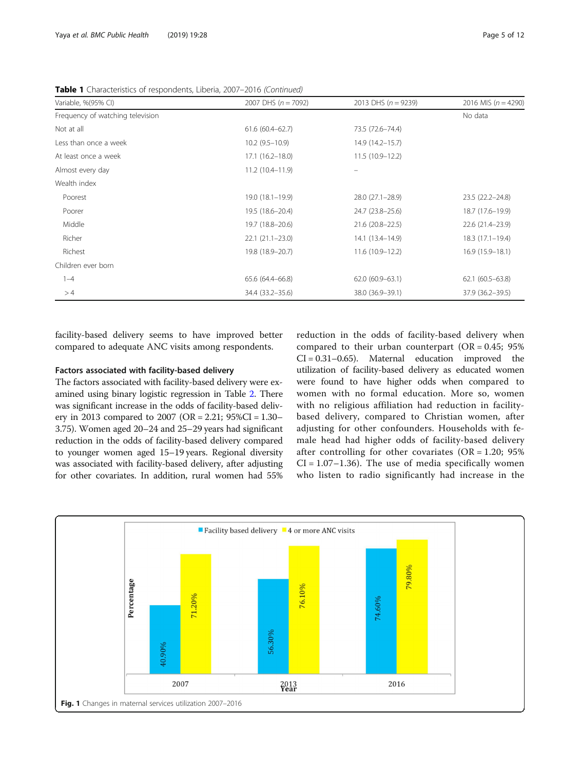**Table 1** Characteristics of respondents, Liberia, 2007–2016 *(Continued)*

| Variable, %(95% CI) | 2007 DHS (*n* = 7092) | 2013 DHS (*n* = 9239) | 2016 MIS (*n* = 4290) |
|---|---|---|---|
| Frequency of watching television | | | No data |
| Not at all | 61.6 (60.4–62.7) | 73.5 (72.6–74.4) | |
| Less than once a week | 10.2 (9.5–10.9) | 14.9 (14.2–15.7) | |
| At least once a week | 17.1 (16.2–18.0) | 11.5 (10.9–12.2) | |
| Almost every day | 11.2 (10.4–11.9) | – | |
| Wealth index | | | |
| Poorest | 19.0 (18.1–19.9) | 28.0 (27.1–28.9) | 23.5 (22.2–24.8) |
| Poorer | 19.5 (18.6–20.4) | 24.7 (23.8–25.6) | 18.7 (17.6–19.9) |
| Middle | 19.7 (18.8–20.6) | 21.6 (20.8–22.5) | 22.6 (21.4–23.9) |
| Richer | 22.1 (21.1–23.0) | 14.1 (13.4–14.9) | 18.3 (17.1–19.4) |
| Richest | 19.8 (18.9–20.7) | 11.6 (10.9–12.2) | 16.9 (15.9–18.1) |
| Children ever born | | | |
| 1–4 | 65.6 (64.4–66.8) | 62.0 (60.9–63.1) | 62.1 (60.5–63.8) |
| > 4 | 34.4 (33.2–35.6) | 38.0 (36.9–39.1) | 37.9 (36.2–39.5) |

facility-based delivery seems to have improved better compared to adequate ANC visits among respondents.

### Factors associated with facility-based delivery

The factors associated with facility-based delivery were examined using binary logistic regression in Table 2. There was significant increase in the odds of facility-based delivery in 2013 compared to 2007 (OR = 2.21; 95%CI = 1.30–3.75). Women aged 20–24 and 25–29 years had significant reduction in the odds of facility-based delivery compared to younger women aged 15–19 years. Regional diversity was associated with facility-based delivery, after adjusting for other covariates. In addition, rural women had 55% reduction in the odds of facility-based delivery when compared to their urban counterpart (OR = 0.45; 95% CI = 0.31–0.65). Maternal education improved the utilization of facility-based delivery as educated women were found to have higher odds when compared to women with no formal education. More so, women with no religious affiliation had reduction in facility-based delivery, compared to Christian women, after adjusting for other confounders. Households with female head had higher odds of facility-based delivery after controlling for other covariates (OR = 1.20; 95% CI = 1.07–1.36). The use of media specifically women who listen to radio significantly had increase in the

**Fig. 1** Changes in maternal services utilization 2007–2016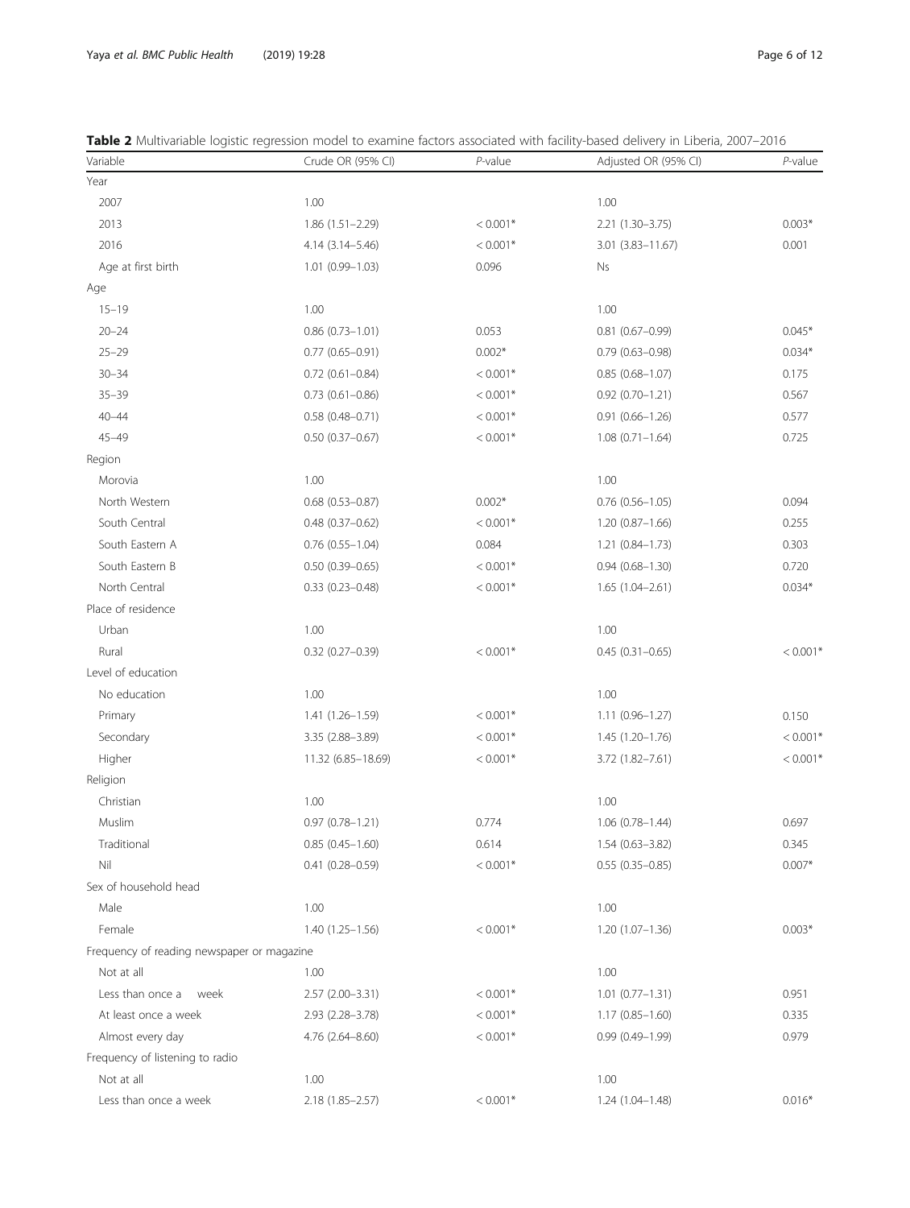**Table 2** Multivariable logistic regression model to examine factors associated with facility-based delivery in Liberia, 2007–2016

| Variable | Crude OR (95% CI) | *P*-value | Adjusted OR (95% CI) | *P*-value |
|---|---|---|---|---|
| Year | | | | |
| 2007 | 1.00 | | 1.00 | |
| 2013 | 1.86 (1.51–2.29) | < 0.001* | 2.21 (1.30–3.75) | 0.003* |
| 2016 | 4.14 (3.14–5.46) | < 0.001* | 3.01 (3.83–11.67) | 0.001 |
| Age at first birth | 1.01 (0.99–1.03) | 0.096 | Ns | |
| Age | | | | |
| 15–19 | 1.00 | | 1.00 | |
| 20–24 | 0.86 (0.73–1.01) | 0.053 | 0.81 (0.67–0.99) | 0.045* |
| 25–29 | 0.77 (0.65–0.91) | 0.002* | 0.79 (0.63–0.98) | 0.034* |
| 30–34 | 0.72 (0.61–0.84) | < 0.001* | 0.85 (0.68–1.07) | 0.175 |
| 35–39 | 0.73 (0.61–0.86) | < 0.001* | 0.92 (0.70–1.21) | 0.567 |
| 40–44 | 0.58 (0.48–0.71) | < 0.001* | 0.91 (0.66–1.26) | 0.577 |
| 45–49 | 0.50 (0.37–0.67) | < 0.001* | 1.08 (0.71–1.64) | 0.725 |
| Region | | | | |
| Morovia | 1.00 | | 1.00 | |
| North Western | 0.68 (0.53–0.87) | 0.002* | 0.76 (0.56–1.05) | 0.094 |
| South Central | 0.48 (0.37–0.62) | < 0.001* | 1.20 (0.87–1.66) | 0.255 |
| South Eastern A | 0.76 (0.55–1.04) | 0.084 | 1.21 (0.84–1.73) | 0.303 |
| South Eastern B | 0.50 (0.39–0.65) | < 0.001* | 0.94 (0.68–1.30) | 0.720 |
| North Central | 0.33 (0.23–0.48) | < 0.001* | 1.65 (1.04–2.61) | 0.034* |
| Place of residence | | | | |
| Urban | 1.00 | | 1.00 | |
| Rural | 0.32 (0.27–0.39) | < 0.001* | 0.45 (0.31–0.65) | < 0.001* |
| Level of education | | | | |
| No education | 1.00 | | 1.00 | |
| Primary | 1.41 (1.26–1.59) | < 0.001* | 1.11 (0.96–1.27) | 0.150 |
| Secondary | 3.35 (2.88–3.89) | < 0.001* | 1.45 (1.20–1.76) | < 0.001* |
| Higher | 11.32 (6.85–18.69) | < 0.001* | 3.72 (1.82–7.61) | < 0.001* |
| Religion | | | | |
| Christian | 1.00 | | 1.00 | |
| Muslim | 0.97 (0.78–1.21) | 0.774 | 1.06 (0.78–1.44) | 0.697 |
| Traditional | 0.85 (0.45–1.60) | 0.614 | 1.54 (0.63–3.82) | 0.345 |
| Nil | 0.41 (0.28–0.59) | < 0.001* | 0.55 (0.35–0.85) | 0.007* |
| Sex of household head | | | | |
| Male | 1.00 | | 1.00 | |
| Female | 1.40 (1.25–1.56) | < 0.001* | 1.20 (1.07–1.36) | 0.003* |
| Frequency of reading newspaper or magazine | | | | |
| Not at all | 1.00 | | 1.00 | |
| Less than once a week | 2.57 (2.00–3.31) | < 0.001* | 1.01 (0.77–1.31) | 0.951 |
| At least once a week | 2.93 (2.28–3.78) | < 0.001* | 1.17 (0.85–1.60) | 0.335 |
| Almost every day | 4.76 (2.64–8.60) | < 0.001* | 0.99 (0.49–1.99) | 0.979 |
| Frequency of listening to radio | | | | |
| Not at all | 1.00 | | 1.00 | |
| Less than once a week | 2.18 (1.85–2.57) | < 0.001* | 1.24 (1.04–1.48) | 0.016* |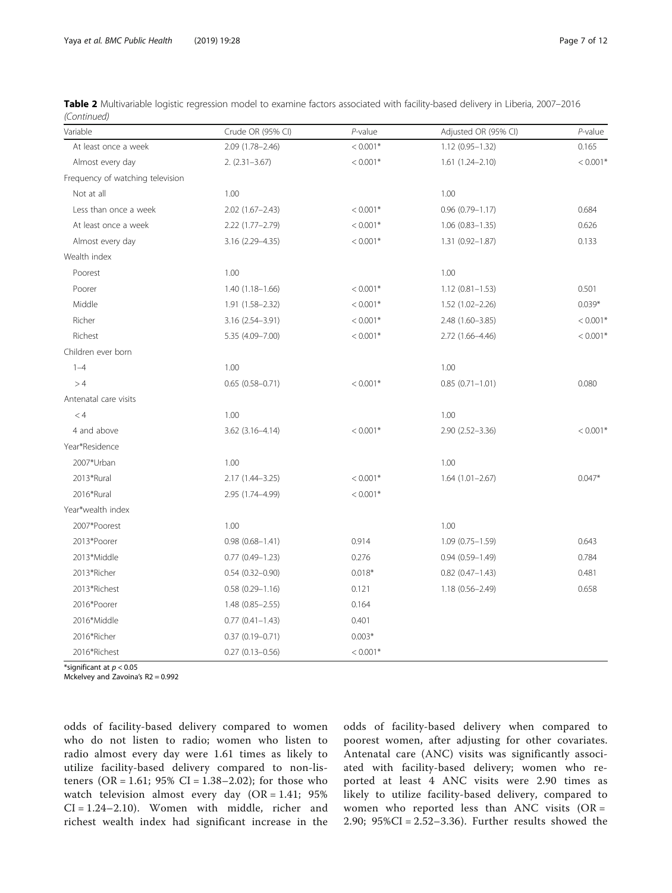**Table 2** Multivariable logistic regression model to examine factors associated with facility-based delivery in Liberia, 2007–2016 *(Continued)*

| Variable | Crude OR (95% CI) | *P*-value | Adjusted OR (95% CI) | *P*-value |
|---|---|---|---|---|
| At least once a week | 2.09 (1.78–2.46) | < 0.001* | 1.12 (0.95–1.32) | 0.165 |
| Almost every day | 2. (2.31–3.67) | < 0.001* | 1.61 (1.24–2.10) | < 0.001* |
| Frequency of watching television | | | | |
| Not at all | 1.00 | | 1.00 | |
| Less than once a week | 2.02 (1.67–2.43) | < 0.001* | 0.96 (0.79–1.17) | 0.684 |
| At least once a week | 2.22 (1.77–2.79) | < 0.001* | 1.06 (0.83–1.35) | 0.626 |
| Almost every day | 3.16 (2.29–4.35) | < 0.001* | 1.31 (0.92–1.87) | 0.133 |
| Wealth index | | | | |
| Poorest | 1.00 | | 1.00 | |
| Poorer | 1.40 (1.18–1.66) | < 0.001* | 1.12 (0.81–1.53) | 0.501 |
| Middle | 1.91 (1.58–2.32) | < 0.001* | 1.52 (1.02–2.26) | 0.039* |
| Richer | 3.16 (2.54–3.91) | < 0.001* | 2.48 (1.60–3.85) | < 0.001* |
| Richest | 5.35 (4.09–7.00) | < 0.001* | 2.72 (1.66–4.46) | < 0.001* |
| Children ever born | | | | |
| 1–4 | 1.00 | | 1.00 | |
| > 4 | 0.65 (0.58–0.71) | < 0.001* | 0.85 (0.71–1.01) | 0.080 |
| Antenatal care visits | | | | |
| < 4 | 1.00 | | 1.00 | |
| 4 and above | 3.62 (3.16–4.14) | < 0.001* | 2.90 (2.52–3.36) | < 0.001* |
| Year*Residence | | | | |
| 2007*Urban | 1.00 | | 1.00 | |
| 2013*Rural | 2.17 (1.44–3.25) | < 0.001* | 1.64 (1.01–2.67) | 0.047* |
| 2016*Rural | 2.95 (1.74–4.99) | < 0.001* | | |
| Year*wealth index | | | | |
| 2007*Poorest | 1.00 | | 1.00 | |
| 2013*Poorer | 0.98 (0.68–1.41) | 0.914 | 1.09 (0.75–1.59) | 0.643 |
| 2013*Middle | 0.77 (0.49–1.23) | 0.276 | 0.94 (0.59–1.49) | 0.784 |
| 2013*Richer | 0.54 (0.32–0.90) | 0.018* | 0.82 (0.47–1.43) | 0.481 |
| 2013*Richest | 0.58 (0.29–1.16) | 0.121 | 1.18 (0.56–2.49) | 0.658 |
| 2016*Poorer | 1.48 (0.85–2.55) | 0.164 | | |
| 2016*Middle | 0.77 (0.41–1.43) | 0.401 | | |
| 2016*Richer | 0.37 (0.19–0.71) | 0.003* | | |
| 2016*Richest | 0.27 (0.13–0.56) | < 0.001* | | |

*significant at $p < 0.05$
Mckelvey and Zavoina's R2 = 0.992

odds of facility-based delivery compared to women who do not listen to radio; women who listen to radio almost every day were 1.61 times as likely to utilize facility-based delivery compared to non-listeners (OR = 1.61; 95% CI = 1.38–2.02); for those who watch television almost every day (OR = 1.41; 95% CI = 1.24–2.10). Women with middle, richer and richest wealth index had significant increase in the odds of facility-based delivery when compared to poorest women, after adjusting for other covariates. Antenatal care (ANC) visits was significantly associated with facility-based delivery; women who reported at least 4 ANC visits were 2.90 times as likely to utilize facility-based delivery, compared to women who reported less than ANC visits (OR = 2.90; 95%CI = 2.52–3.36). Further results showed the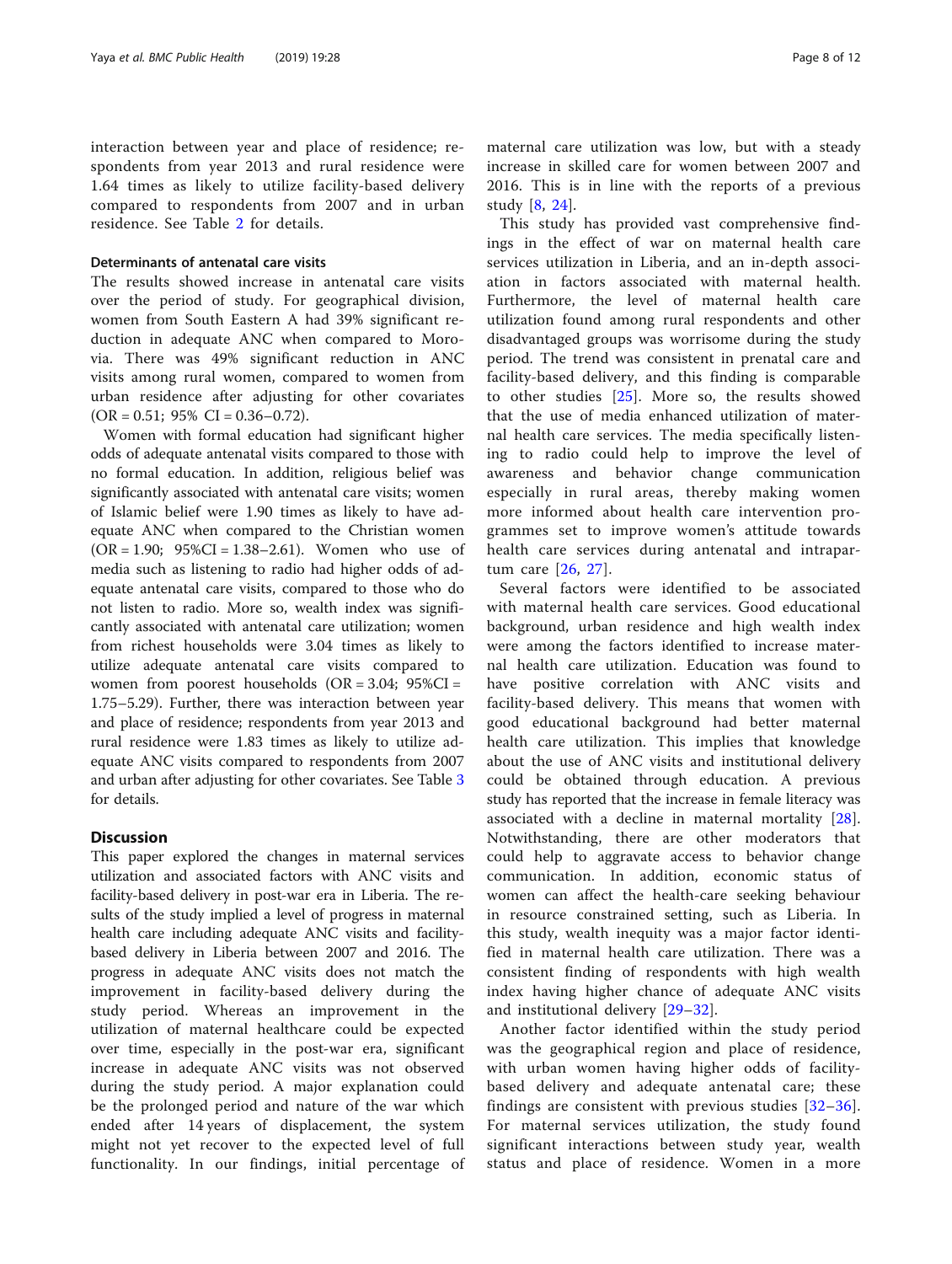interaction between year and place of residence; respondents from year 2013 and rural residence were 1.64 times as likely to utilize facility-based delivery compared to respondents from 2007 and in urban residence. See Table 2 for details.

### Determinants of antenatal care visits

The results showed increase in antenatal care visits over the period of study. For geographical division, women from South Eastern A had 39% significant reduction in adequate ANC when compared to Morovia. There was 49% significant reduction in ANC visits among rural women, compared to women from urban residence after adjusting for other covariates (OR = 0.51; 95% CI = 0.36–0.72).

Women with formal education had significant higher odds of adequate antenatal visits compared to those with no formal education. In addition, religious belief was significantly associated with antenatal care visits; women of Islamic belief were 1.90 times as likely to have adequate ANC when compared to the Christian women (OR = 1.90; 95%CI = 1.38–2.61). Women who use of media such as listening to radio had higher odds of adequate antenatal care visits, compared to those who do not listen to radio. More so, wealth index was significantly associated with antenatal care utilization; women from richest households were 3.04 times as likely to utilize adequate antenatal care visits compared to women from poorest households (OR = 3.04; 95%CI = 1.75–5.29). Further, there was interaction between year and place of residence; respondents from year 2013 and rural residence were 1.83 times as likely to utilize adequate ANC visits compared to respondents from 2007 and urban after adjusting for other covariates. See Table 3 for details.

## Discussion

This paper explored the changes in maternal services utilization and associated factors with ANC visits and facility-based delivery in post-war era in Liberia. The results of the study implied a level of progress in maternal health care including adequate ANC visits and facility-based delivery in Liberia between 2007 and 2016. The progress in adequate ANC visits does not match the improvement in facility-based delivery during the study period. Whereas an improvement in the utilization of maternal healthcare could be expected over time, especially in the post-war era, significant increase in adequate ANC visits was not observed during the study period. A major explanation could be the prolonged period and nature of the war which ended after 14 years of displacement, the system might not yet recover to the expected level of full functionality. In our findings, initial percentage of maternal care utilization was low, but with a steady increase in skilled care for women between 2007 and 2016. This is in line with the reports of a previous study [8, 24].

This study has provided vast comprehensive findings in the effect of war on maternal health care services utilization in Liberia, and an in-depth association in factors associated with maternal health. Furthermore, the level of maternal health care utilization found among rural respondents and other disadvantaged groups was worrisome during the study period. The trend was consistent in prenatal care and facility-based delivery, and this finding is comparable to other studies [25]. More so, the results showed that the use of media enhanced utilization of maternal health care services. The media specifically listening to radio could help to improve the level of awareness and behavior change communication especially in rural areas, thereby making women more informed about health care intervention programmes set to improve women's attitude towards health care services during antenatal and intrapartum care [26, 27].

Several factors were identified to be associated with maternal health care services. Good educational background, urban residence and high wealth index were among the factors identified to increase maternal health care utilization. Education was found to have positive correlation with ANC visits and facility-based delivery. This means that women with good educational background had better maternal health care utilization. This implies that knowledge about the use of ANC visits and institutional delivery could be obtained through education. A previous study has reported that the increase in female literacy was associated with a decline in maternal mortality [28]. Notwithstanding, there are other moderators that could help to aggravate access to behavior change communication. In addition, economic status of women can affect the health-care seeking behaviour in resource constrained setting, such as Liberia. In this study, wealth inequity was a major factor identified in maternal health care utilization. There was a consistent finding of respondents with high wealth index having higher chance of adequate ANC visits and institutional delivery [29–32].

Another factor identified within the study period was the geographical region and place of residence, with urban women having higher odds of facility-based delivery and adequate antenatal care; these findings are consistent with previous studies [32–36]. For maternal services utilization, the study found significant interactions between study year, wealth status and place of residence. Women in a more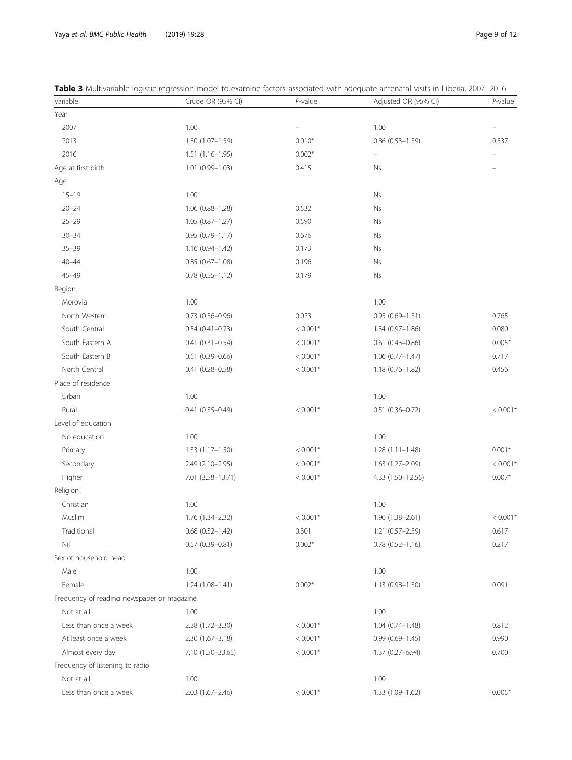**Table 3** Multivariable logistic regression model to examine factors associated with adequate antenatal visits in Liberia, 2007–2016

| Variable | Crude OR (95% CI) | *P*-value | Adjusted OR (95% CI) | *P*-value |
|---|---|---|---|---|
| Year | | | | |
| 2007 | 1.00 | – | 1.00 | – |
| 2013 | 1.30 (1.07–1.59) | 0.010* | 0.86 (0.53–1.39) | 0.537 |
| 2016 | 1.51 (1.16–1.95) | 0.002* | – | – |
| Age at first birth | 1.01 (0.99–1.03) | 0.415 | Ns | – |
| Age | | | | |
| 15–19 | 1.00 | | Ns | |
| 20–24 | 1.06 (0.88–1.28) | 0.532 | Ns | |
| 25–29 | 1.05 (0.87–1.27) | 0.590 | Ns | |
| 30–34 | 0.95 (0.79–1.17) | 0.676 | Ns | |
| 35–39 | 1.16 (0.94–1.42) | 0.173 | Ns | |
| 40–44 | 0.85 (0.67–1.08) | 0.196 | Ns | |
| 45–49 | 0.78 (0.55–1.12) | 0.179 | Ns | |
| Region | | | | |
| Morovia | 1.00 | | 1.00 | |
| North Western | 0.73 (0.56–0.96) | 0.023 | 0.95 (0.69–1.31) | 0.765 |
| South Central | 0.54 (0.41–0.73) | < 0.001* | 1.34 (0.97–1.86) | 0.080 |
| South Eastern A | 0.41 (0.31–0.54) | < 0.001* | 0.61 (0.43–0.86) | 0.005* |
| South Eastern B | 0.51 (0.39–0.66) | < 0.001* | 1.06 (0.77–1.47) | 0.717 |
| North Central | 0.41 (0.28–0.58) | < 0.001* | 1.18 (0.76–1.82) | 0.456 |
| Place of residence | | | | |
| Urban | 1.00 | | 1.00 | |
| Rural | 0.41 (0.35–0.49) | < 0.001* | 0.51 (0.36–0.72) | < 0.001* |
| Level of education | | | | |
| No education | 1.00 | | 1.00 | |
| Primary | 1.33 (1.17–1.50) | < 0.001* | 1.28 (1.11–1.48) | 0.001* |
| Secondary | 2.49 (2.10–2.95) | < 0.001* | 1.63 (1.27–2.09) | < 0.001* |
| Higher | 7.01 (3.58–13.71) | < 0.001* | 4.33 (1.50–12.55) | 0.007* |
| Religion | | | | |
| Christian | 1.00 | | 1.00 | |
| Muslim | 1.76 (1.34–2.32) | < 0.001* | 1.90 (1.38–2.61) | < 0.001* |
| Traditional | 0.68 (0.32–1.42) | 0.301 | 1.21 (0.57–2.59) | 0.617 |
| Nil | 0.57 (0.39–0.81) | 0.002* | 0.78 (0.52–1.16) | 0.217 |
| Sex of household head | | | | |
| Male | 1.00 | | 1.00 | |
| Female | 1.24 (1.08–1.41) | 0.002* | 1.13 (0.98–1.30) | 0.091 |
| Frequency of reading newspaper or magazine | | | | |
| Not at all | 1.00 | | 1.00 | |
| Less than once a week | 2.38 (1.72–3.30) | < 0.001* | 1.04 (0.74–1.48) | 0.812 |
| At least once a week | 2.30 (1.67–3.18) | < 0.001* | 0.99 (0.69–1.45) | 0.990 |
| Almost every day | 7.10 (1.50–33.65) | < 0.001* | 1.37 (0.27–6.94) | 0.700 |
| Frequency of listening to radio | | | | |
| Not at all | 1.00 | | 1.00 | |
| Less than once a week | 2.03 (1.67–2.46) | < 0.001* | 1.33 (1.09–1.62) | 0.005* |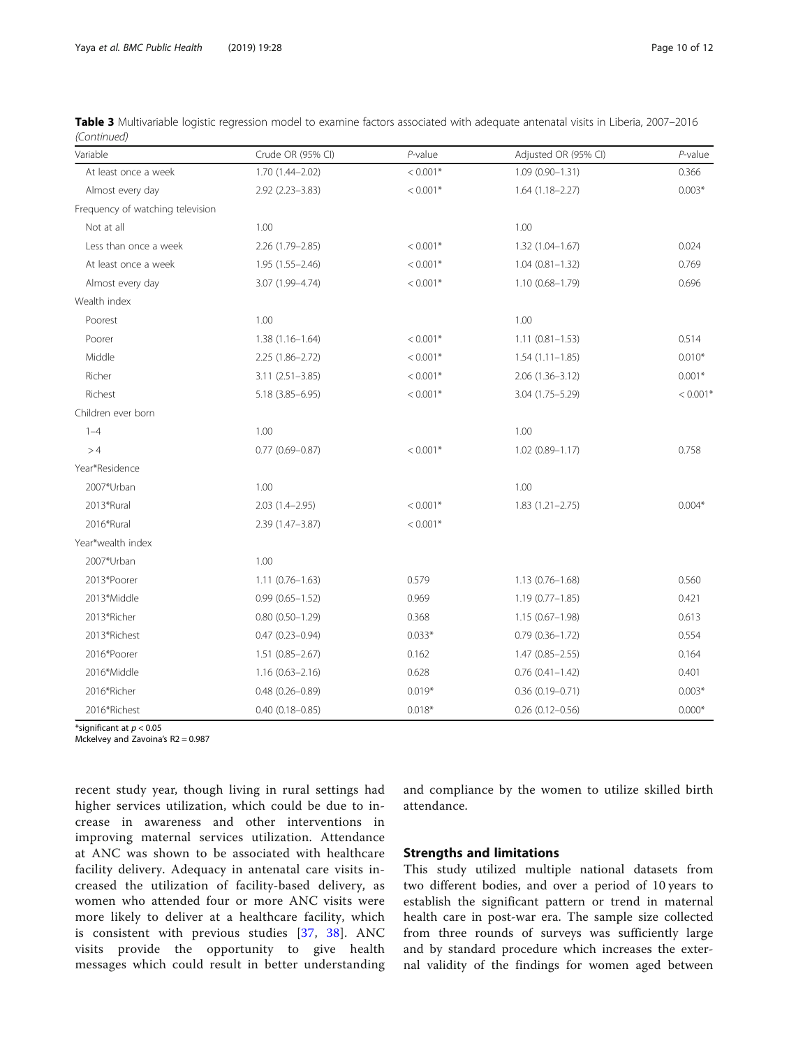**Table 3** Multivariable logistic regression model to examine factors associated with adequate antenatal visits in Liberia, 2007–2016 *(Continued)*

| Variable | Crude OR (95% CI) | *P*-value | Adjusted OR (95% CI) | *P*-value |
|---|---|---|---|---|
| At least once a week | 1.70 (1.44–2.02) | < 0.001* | 1.09 (0.90–1.31) | 0.366 |
| Almost every day | 2.92 (2.23–3.83) | < 0.001* | 1.64 (1.18–2.27) | 0.003* |
| Frequency of watching television | | | | |
| Not at all | 1.00 | | 1.00 | |
| Less than once a week | 2.26 (1.79–2.85) | < 0.001* | 1.32 (1.04–1.67) | 0.024 |
| At least once a week | 1.95 (1.55–2.46) | < 0.001* | 1.04 (0.81–1.32) | 0.769 |
| Almost every day | 3.07 (1.99–4.74) | < 0.001* | 1.10 (0.68–1.79) | 0.696 |
| Wealth index | | | | |
| Poorest | 1.00 | | 1.00 | |
| Poorer | 1.38 (1.16–1.64) | < 0.001* | 1.11 (0.81–1.53) | 0.514 |
| Middle | 2.25 (1.86–2.72) | < 0.001* | 1.54 (1.11–1.85) | 0.010* |
| Richer | 3.11 (2.51–3.85) | < 0.001* | 2.06 (1.36–3.12) | 0.001* |
| Richest | 5.18 (3.85–6.95) | < 0.001* | 3.04 (1.75–5.29) | < 0.001* |
| Children ever born | | | | |
| 1–4 | 1.00 | | 1.00 | |
| > 4 | 0.77 (0.69–0.87) | < 0.001* | 1.02 (0.89–1.17) | 0.758 |
| Year*Residence | | | | |
| 2007*Urban | 1.00 | | 1.00 | |
| 2013*Rural | 2.03 (1.4–2.95) | < 0.001* | 1.83 (1.21–2.75) | 0.004* |
| 2016*Rural | 2.39 (1.47–3.87) | < 0.001* | | |
| Year*wealth index | | | | |
| 2007*Urban | 1.00 | | | |
| 2013*Poorer | 1.11 (0.76–1.63) | 0.579 | 1.13 (0.76–1.68) | 0.560 |
| 2013*Middle | 0.99 (0.65–1.52) | 0.969 | 1.19 (0.77–1.85) | 0.421 |
| 2013*Richer | 0.80 (0.50–1.29) | 0.368 | 1.15 (0.67–1.98) | 0.613 |
| 2013*Richest | 0.47 (0.23–0.94) | 0.033* | 0.79 (0.36–1.72) | 0.554 |
| 2016*Poorer | 1.51 (0.85–2.67) | 0.162 | 1.47 (0.85–2.55) | 0.164 |
| 2016*Middle | 1.16 (0.63–2.16) | 0.628 | 0.76 (0.41–1.42) | 0.401 |
| 2016*Richer | 0.48 (0.26–0.89) | 0.019* | 0.36 (0.19–0.71) | 0.003* |
| 2016*Richest | 0.40 (0.18–0.85) | 0.018* | 0.26 (0.12–0.56) | 0.000* |

*significant at $p < 0.05$
Mckelvey and Zavoina's R2 = 0.987

recent study year, though living in rural settings had higher services utilization, which could be due to increase in awareness and other interventions in improving maternal services utilization. Attendance at ANC was shown to be associated with healthcare facility delivery. Adequacy in antenatal care visits increased the utilization of facility-based delivery, as women who attended four or more ANC visits were more likely to deliver at a healthcare facility, which is consistent with previous studies [37, 38]. ANC visits provide the opportunity to give health messages which could result in better understanding and compliance by the women to utilize skilled birth attendance.

## Strengths and limitations

This study utilized multiple national datasets from two different bodies, and over a period of 10 years to establish the significant pattern or trend in maternal health care in post-war era. The sample size collected from three rounds of surveys was sufficiently large and by standard procedure which increases the external validity of the findings for women aged between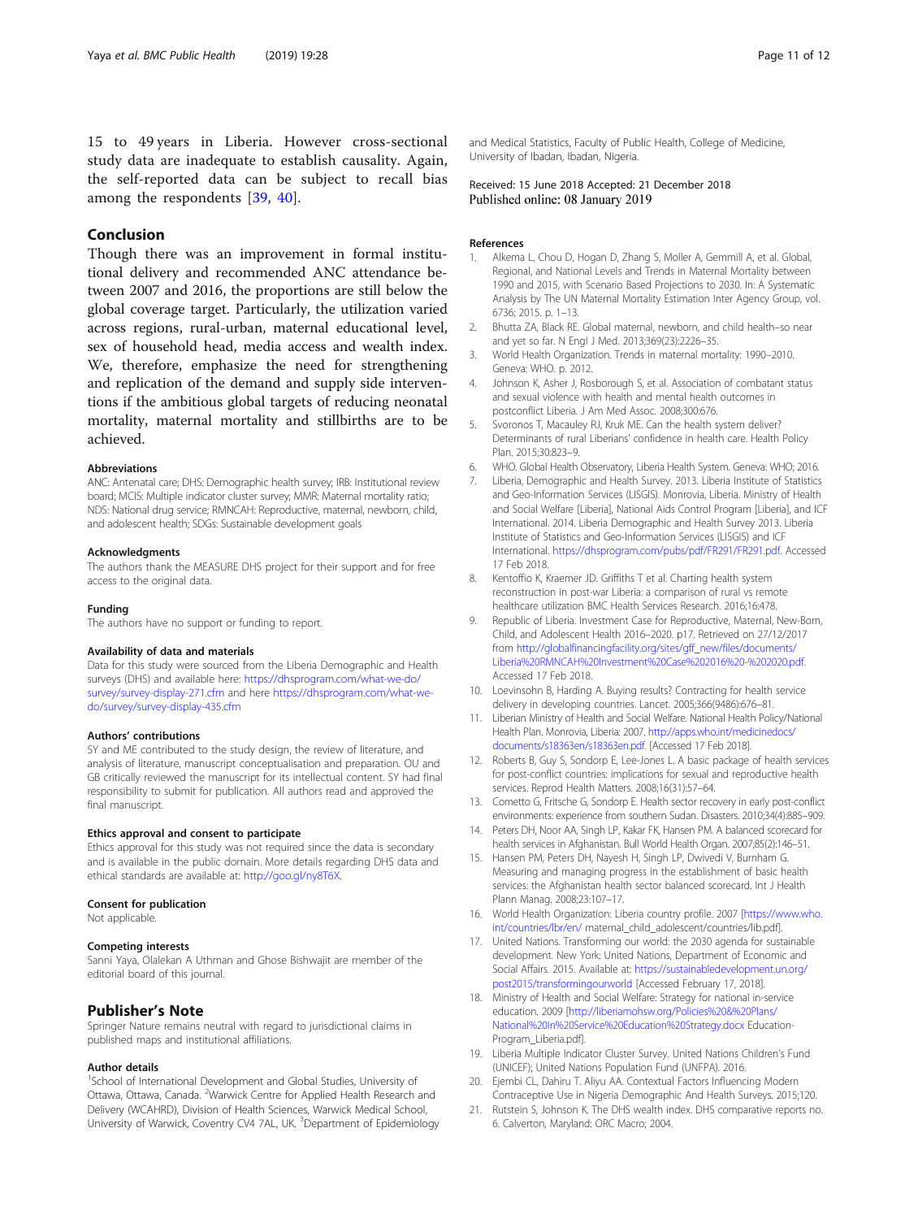15 to 49 years in Liberia. However cross-sectional study data are inadequate to establish causality. Again, the self-reported data can be subject to recall bias among the respondents [39, 40].

## Conclusion

Though there was an improvement in formal institutional delivery and recommended ANC attendance between 2007 and 2016, the proportions are still below the global coverage target. Particularly, the utilization varied across regions, rural-urban, maternal educational level, sex of household head, media access and wealth index. We, therefore, emphasize the need for strengthening and replication of the demand and supply side interventions if the ambitious global targets of reducing neonatal mortality, maternal mortality and stillbirths are to be achieved.

#### Abbreviations

ANC: Antenatal care; DHS: Demographic health survey; IRB: Institutional review board; MCIS: Multiple indicator cluster survey; MMR: Maternal mortality ratio; NDS: National drug service; RMNCAH: Reproductive, maternal, newborn, child, and adolescent health; SDGs: Sustainable development goals

#### Acknowledgments

The authors thank the MEASURE DHS project for their support and for free access to the original data.

#### Funding

The authors have no support or funding to report.

#### Availability of data and materials

Data for this study were sourced from the Liberia Demographic and Health surveys (DHS) and available here: https://dhsprogram.com/what-we-do/survey/survey-display-271.cfm and here https://dhsprogram.com/what-we-do/survey/survey-display-435.cfm

#### Authors' contributions

SY and ME contributed to the study design, the review of literature, and analysis of literature, manuscript conceptualisation and preparation. OU and GB critically reviewed the manuscript for its intellectual content. SY had final responsibility to submit for publication. All authors read and approved the final manuscript.

#### Ethics approval and consent to participate

Ethics approval for this study was not required since the data is secondary and is available in the public domain. More details regarding DHS data and ethical standards are available at: http://goo.gl/ny8T6X.

#### Consent for publication

Not applicable.

#### Competing interests

Sanni Yaya, Olalekan A Uthman and Ghose Bishwajit are member of the editorial board of this journal.

## Publisher's Note

Springer Nature remains neutral with regard to jurisdictional claims in published maps and institutional affiliations.

#### Author details

[1]School of International Development and Global Studies, University of Ottawa, Ottawa, Canada. [2]Warwick Centre for Applied Health Research and Delivery (WCAHRD), Division of Health Sciences, Warwick Medical School, University of Warwick, Coventry CV4 7AL, UK. [3]Department of Epidemiology and Medical Statistics, Faculty of Public Health, College of Medicine, University of Ibadan, Ibadan, Nigeria.

Received: 15 June 2018 Accepted: 21 December 2018
Published online: 08 January 2019

#### References

1. Alkema L, Chou D, Hogan D, Zhang S, Moller A, Gemmill A, et al. Global, Regional, and National Levels and Trends in Maternal Mortality between 1990 and 2015, with Scenario Based Projections to 2030. In: A Systematic Analysis by The UN Maternal Mortality Estimation Inter Agency Group, vol. 6736; 2015. p. 1–13.
2. Bhutta ZA, Black RE. Global maternal, newborn, and child health–so near and yet so far. N Engl J Med. 2013;369(23):2226–35.
3. World Health Organization. Trends in maternal mortality: 1990–2010. Geneva: WHO. p. 2012.
4. Johnson K, Asher J, Rosborough S, et al. Association of combatant status and sexual violence with health and mental health outcomes in postconflict Liberia. J Am Med Assoc. 2008;300:676.
5. Svoronos T, Macauley RJ, Kruk ME. Can the health system deliver? Determinants of rural Liberians' confidence in health care. Health Policy Plan. 2015;30:823–9.
6. WHO. Global Health Observatory, Liberia Health System. Geneva: WHO; 2016.
7. Liberia, Demographic and Health Survey. 2013. Liberia Institute of Statistics and Geo-Information Services (LISGIS). Monrovia, Liberia. Ministry of Health and Social Welfare [Liberia], National Aids Control Program [Liberia], and ICF International. 2014. Liberia Demographic and Health Survey 2013. Liberia Institute of Statistics and Geo-Information Services (LISGIS) and ICF International. https://dhsprogram.com/pubs/pdf/FR291/FR291.pdf. Accessed 17 Feb 2018.
8. Kentoffio K, Kraemer JD. Griffiths T et al. Charting health system reconstruction in post-war Liberia: a comparison of rural vs remote healthcare utilization BMC Health Services Research. 2016;16:478.
9. Republic of Liberia. Investment Case for Reproductive, Maternal, New-Born, Child, and Adolescent Health 2016–2020. p17. Retrieved on 27/12/2017 from http://globalfinancingfacility.org/sites/gff_new/files/documents/Liberia%20RMNCAH%20Investment%20Case%202016%20-%202020.pdf. Accessed 17 Feb 2018.
10. Loevinsohn B, Harding A. Buying results? Contracting for health service delivery in developing countries. Lancet. 2005;366(9486):676–81.
11. Liberian Ministry of Health and Social Welfare. National Health Policy/National Health Plan. Monrovia, Liberia: 2007. http://apps.who.int/medicinedocs/documents/s18363en/s18363en.pdf. [Accessed 17 Feb 2018].
12. Roberts B, Guy S, Sondorp E, Lee-Jones L. A basic package of health services for post-conflict countries: implications for sexual and reproductive health services. Reprod Health Matters. 2008;16(31):57–64.
13. Cometto G, Fritsche G, Sondorp E. Health sector recovery in early post-conflict environments: experience from southern Sudan. Disasters. 2010;34(4):885–909.
14. Peters DH, Noor AA, Singh LP, Kakar FK, Hansen PM. A balanced scorecard for health services in Afghanistan. Bull World Health Organ. 2007;85(2):146–51.
15. Hansen PM, Peters DH, Nayesh H, Singh LP, Dwivedi V, Burnham G. Measuring and managing progress in the establishment of basic health services: the Afghanistan health sector balanced scorecard. Int J Health Plann Manag. 2008;23:107–17.
16. World Health Organization: Liberia country profile. 2007 [https://www.who.int/countries/lbr/en/ maternal_child_adolescent/countries/lib.pdf].
17. United Nations. Transforming our world: the 2030 agenda for sustainable development. New York: United Nations, Department of Economic and Social Affairs. 2015. Available at: https://sustainabledevelopment.un.org/post2015/transformingourworld [Accessed February 17, 2018].
18. Ministry of Health and Social Welfare: Strategy for national in-service education. 2009 [http://liberiamohsw.org/Policies%20&%20Plans/National%20In%20Service%20Education%20Strategy.docx Education-Program_Liberia.pdf].
19. Liberia Multiple Indicator Cluster Survey. United Nations Children's Fund (UNICEF); United Nations Population Fund (UNFPA). 2016.
20. Ejembi CL, Dahiru T. Aliyu AA. Contextual Factors Influencing Modern Contraceptive Use in Nigeria Demographic And Health Surveys. 2015;120.
21. Rutstein S, Johnson K. The DHS wealth index. DHS comparative reports no. 6. Calverton, Maryland: ORC Macro; 2004.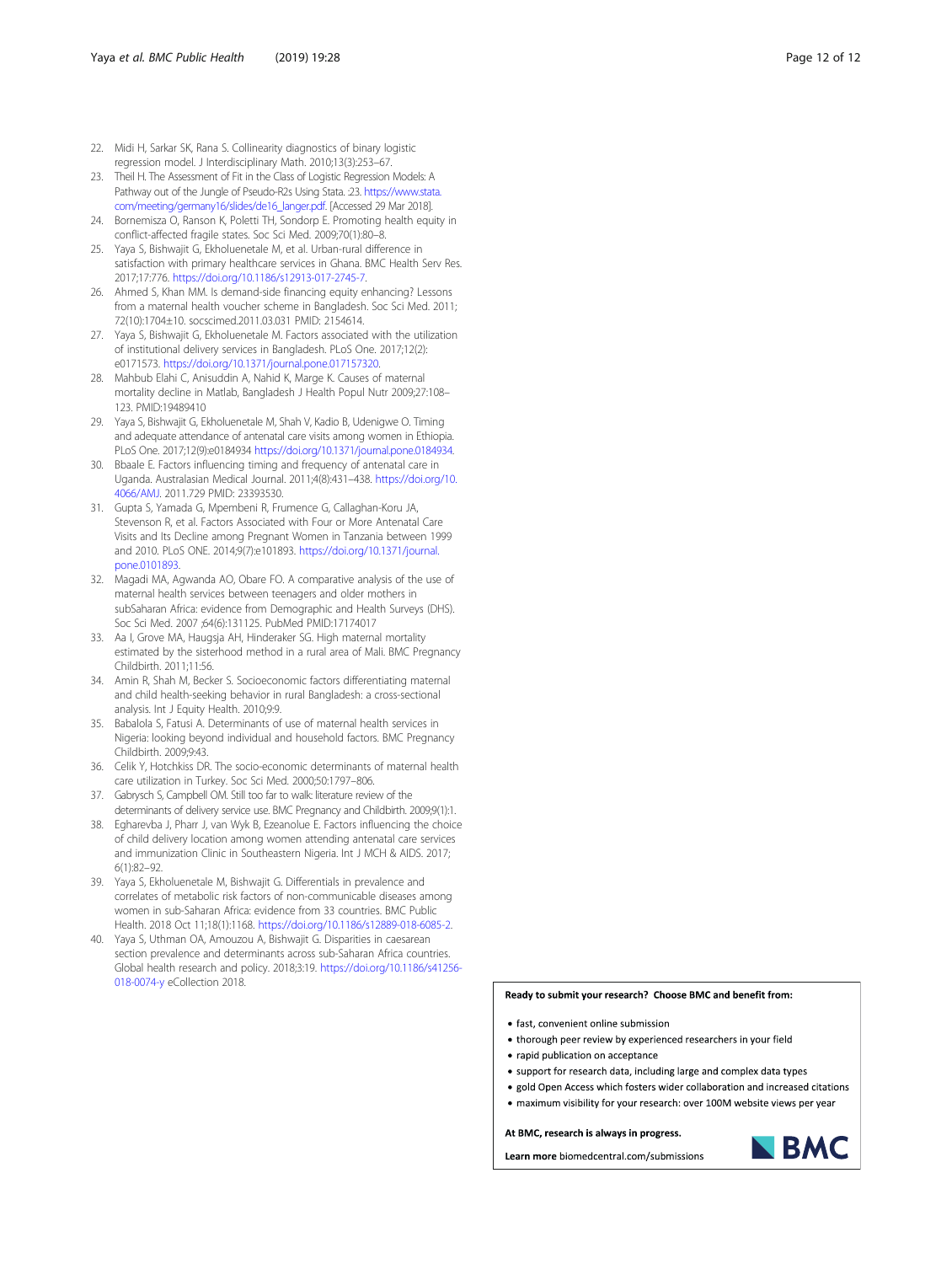22. Midi H, Sarkar SK, Rana S. Collinearity diagnostics of binary logistic regression model. J Interdisciplinary Math. 2010;13(3):253–67.
23. Theil H. The Assessment of Fit in the Class of Logistic Regression Models: A Pathway out of the Jungle of Pseudo-R2s Using Stata. :23. https://www.stata.com/meeting/germany16/slides/de16_langer.pdf. [Accessed 29 Mar 2018].
24. Bornemisza O, Ranson K, Poletti TH, Sondorp E. Promoting health equity in conflict-affected fragile states. Soc Sci Med. 2009;70(1):80–8.
25. Yaya S, Bishwajit G, Ekholuenetale M, et al. Urban-rural difference in satisfaction with primary healthcare services in Ghana. BMC Health Serv Res. 2017;17:776. https://doi.org/10.1186/s12913-017-2745-7.
26. Ahmed S, Khan MM. Is demand-side financing equity enhancing? Lessons from a maternal health voucher scheme in Bangladesh. Soc Sci Med. 2011; 72(10):1704±10. socscimed.2011.03.031 PMID: 2154614.
27. Yaya S, Bishwajit G, Ekholuenetale M. Factors associated with the utilization of institutional delivery services in Bangladesh. PLoS One. 2017;12(2): e0171573. https://doi.org/10.1371/journal.pone.017157320.
28. Mahbub Elahi C, Anisuddin A, Nahid K, Marge K. Causes of maternal mortality decline in Matlab, Bangladesh J Health Popul Nutr 2009;27:108–123. PMID:19489410
29. Yaya S, Bishwajit G, Ekholuenetale M, Shah V, Kadio B, Udenigwe O. Timing and adequate attendance of antenatal care visits among women in Ethiopia. PLoS One. 2017;12(9):e0184934 https://doi.org/10.1371/journal.pone.0184934.
30. Bbaale E. Factors influencing timing and frequency of antenatal care in Uganda. Australasian Medical Journal. 2011;4(8):431–438. https://doi.org/10.4066/AMJ. 2011.729 PMID: 23393530.
31. Gupta S, Yamada G, Mpembeni R, Frumence G, Callaghan-Koru JA, Stevenson R, et al. Factors Associated with Four or More Antenatal Care Visits and Its Decline among Pregnant Women in Tanzania between 1999 and 2010. PLoS ONE. 2014;9(7):e101893. https://doi.org/10.1371/journal.pone.0101893.
32. Magadi MA, Agwanda AO, Obare FO. A comparative analysis of the use of maternal health services between teenagers and older mothers in subSaharan Africa: evidence from Demographic and Health Surveys (DHS). Soc Sci Med. 2007 ;64(6):131125. PubMed PMID:17174017
33. Aa I, Grove MA, Haugsja AH, Hinderaker SG. High maternal mortality estimated by the sisterhood method in a rural area of Mali. BMC Pregnancy Childbirth. 2011;11:56.
34. Amin R, Shah M, Becker S. Socioeconomic factors differentiating maternal and child health-seeking behavior in rural Bangladesh: a cross-sectional analysis. Int J Equity Health. 2010;9:9.
35. Babalola S, Fatusi A. Determinants of use of maternal health services in Nigeria: looking beyond individual and household factors. BMC Pregnancy Childbirth. 2009;9:43.
36. Celik Y, Hotchkiss DR. The socio-economic determinants of maternal health care utilization in Turkey. Soc Sci Med. 2000;50:1797–806.
37. Gabrysch S, Campbell OM. Still too far to walk: literature review of the determinants of delivery service use. BMC Pregnancy and Childbirth. 2009;9(1):1.
38. Egharevba J, Pharr J, van Wyk B, Ezeanolue E. Factors influencing the choice of child delivery location among women attending antenatal care services and immunization Clinic in Southeastern Nigeria. Int J MCH & AIDS. 2017; 6(1):82–92.
39. Yaya S, Ekholuenetale M, Bishwajit G. Differentials in prevalence and correlates of metabolic risk factors of non-communicable diseases among women in sub-Saharan Africa: evidence from 33 countries. BMC Public Health. 2018 Oct 11;18(1):1168. https://doi.org/10.1186/s12889-018-6085-2.
40. Yaya S, Uthman OA, Amouzou A, Bishwajit G. Disparities in caesarean section prevalence and determinants across sub-Saharan Africa countries. Global health research and policy. 2018;3:19. https://doi.org/10.1186/s41256-018-0074-y eCollection 2018.

**Ready to submit your research? Choose BMC and benefit from:**

- fast, convenient online submission
- thorough peer review by experienced researchers in your field
- rapid publication on acceptance
- support for research data, including large and complex data types
- gold Open Access which fosters wider collaboration and increased citations
- maximum visibility for your research: over 100M website views per year

**At BMC, research is always in progress.**

**Learn more** biomedcentral.com/submissions

BMC